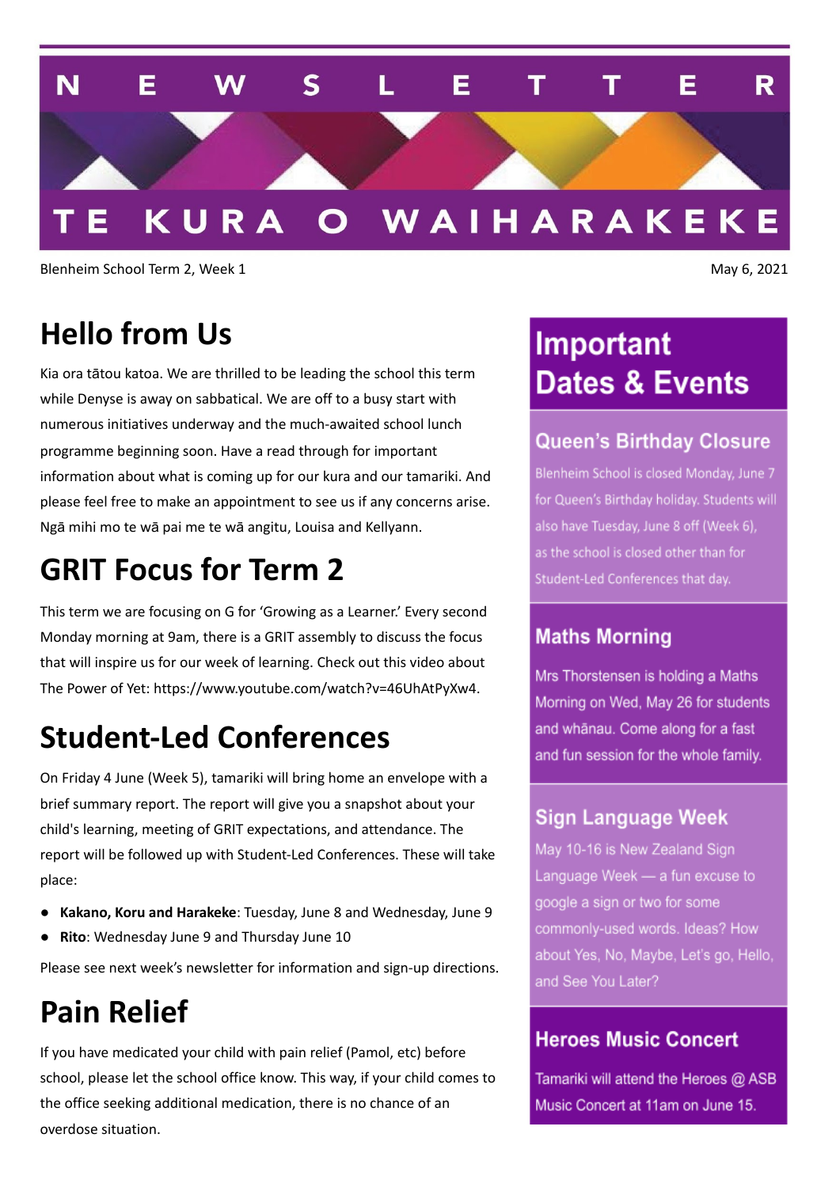# NEWSLETTER

# TE KURA O WAIHARAKEKE

Blenheim School Term 2, Week 1

May 6, 2021

## Hello from Us

Kia ora tātou katoa. We are thrilled to be leading the school this term while Denyse is away on sabbatical. We are off to a busy start with numerous initiatives underway and the much-awaited school lunch programme beginning soon. Have a read through for important information about what is coming up for our kura and our tamariki. And please feel free to make an appointment to see us if any concerns arise. Ngā mihi mo te wā pai me te wā angitu, Louisa and Kellyann.

## GRIT Focus for Term 2

This term we are focusing on G for 'Growing as a Learner.' Every second Monday morning at 9am, there is a GRIT assembly to discuss the focus that will inspire us for our week of learning. Check out this video about The Power of Yet: https://www.youtube.com/watch?v=46UhAtPyXw4.

## Student-Led Conferences

On Friday 4 June (Week 5), tamariki will bring home an envelope with a brief summary report. The report will give you a snapshot about your child's learning, meeting of GRIT expectations, and attendance. The report will be followed up with Student-Led Conferences. These will take place:

- **Kakano, Koru and Harakeke**: Tuesday, June 8 and Wednesday, June 9
- **Rito**: Wednesday June 9 and Thursday June 10

Please see next week's newsletter for information and sign-up directions.

## Pain Relief

If you have medicated your child with pain relief (Pamol, etc) before school, please let the school office know. This way, if your child comes to the office seeking additional medication, there is no chance of an overdose situation.

## Important Dates & Events

### Queen's Birthday Closure

Blenheim School is closed Monday, June 7 for Queen's Birthday holiday. Students will also have Tuesday, June 8 off (Week 6), as the school is closed other than for Student-Led Conferences that day.

### Maths Morning

Mrs Thorstensen is holding a Maths Morning on Wed, May 26 for students and whānau. Come along for a fast and fun session for the whole family.

### Sign Language Week

May 10-16 is New Zealand Sign Language Week — a fun excuse to google a sign or two for some commonly-used words. Ideas? How about Yes, No, Maybe, Let's go, Hello, and See You Later?

### Heroes Music Concert

Tamariki will attend the Heroes @ ASB Music Concert at 11am on June 15.